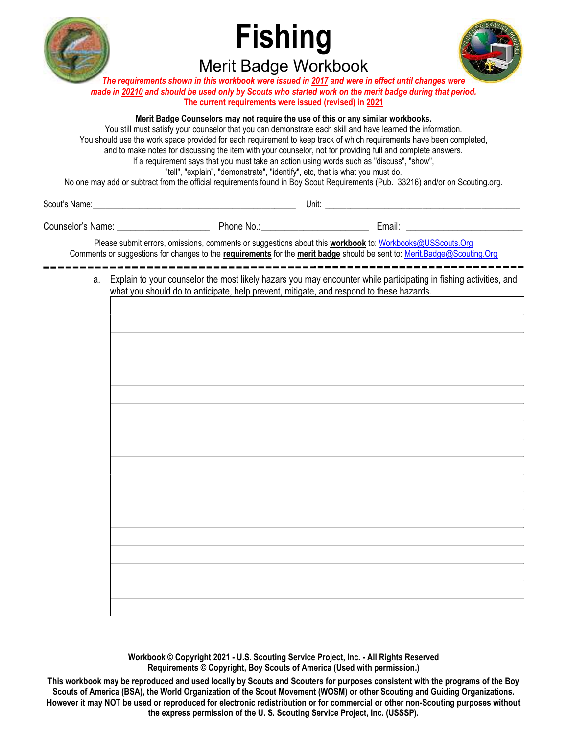# Fishing

## Merit Badge Workbook

***The requirements shown in this workbook were issued in 2017 and were in effect until changes were made in 20210 and should be used only by Scouts who started work on the merit badge during that period.***
**The current requirements were issued (revised) in 2021**

**Merit Badge Counselors may not require the use of this or any similar workbooks.**
You still must satisfy your counselor that you can demonstrate each skill and have learned the information.
You should use the work space provided for each requirement to keep track of which requirements have been completed, and to make notes for discussing the item with your counselor, not for providing full and complete answers.
If a requirement says that you must take an action using words such as "discuss", "show", "tell", "explain", "demonstrate", "identify", etc, that is what you must do.
No one may add or subtract from the official requirements found in Boy Scout Requirements (Pub. 33216) and/or on Scouting.org.

Scout's Name:________________________________________ Unit: ________________________________________

Counselor's Name: __________________ Phone No.:____________________ Email: ______________________

Please submit errors, omissions, comments or suggestions about this **workbook** to: Workbooks@USScouts.Org
Comments or suggestions for changes to the **requirements** for the **merit badge** should be sent to: Merit.Badge@Scouting.Org

---

a. Explain to your counselor the most likely hazars you may encounter while participating in fishing activities, and what you should do to anticipate, help prevent, mitigate, and respond to these hazards.

**Workbook © Copyright 2021 - U.S. Scouting Service Project, Inc. - All Rights Reserved**
**Requirements © Copyright, Boy Scouts of America (Used with permission.)**

**This workbook may be reproduced and used locally by Scouts and Scouters for purposes consistent with the programs of the Boy Scouts of America (BSA), the World Organization of the Scout Movement (WOSM) or other Scouting and Guiding Organizations. However it may NOT be used or reproduced for electronic redistribution or for commercial or other non-Scouting purposes without the express permission of the U. S. Scouting Service Project, Inc. (USSSP).**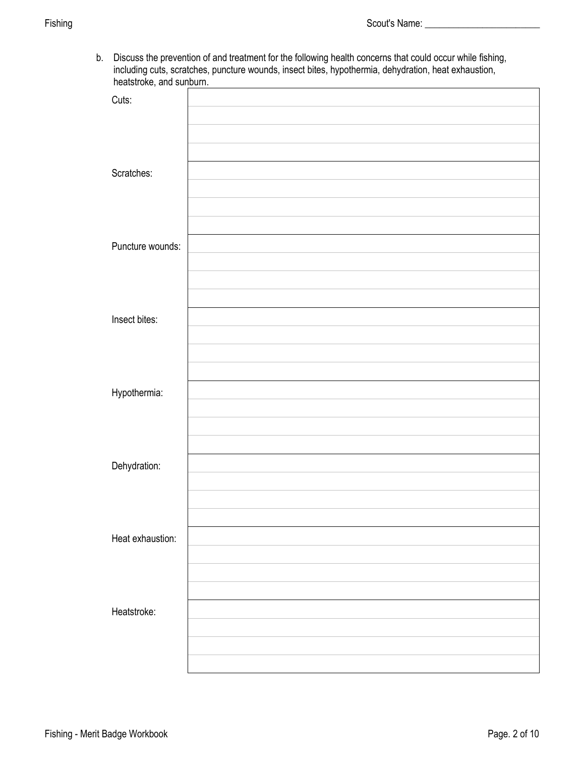b. Discuss the prevention of and treatment for the following health concerns that could occur while fishing, including cuts, scratches, puncture wounds, insect bites, hypothermia, dehydration, heat exhaustion, heatstroke, and sunburn.

| | |
|---|---|
| Cuts: | |
| Scratches: | |
| Puncture wounds: | |
| Insect bites: | |
| Hypothermia: | |
| Dehydration: | |
| Heat exhaustion: | |
| Heatstroke: | |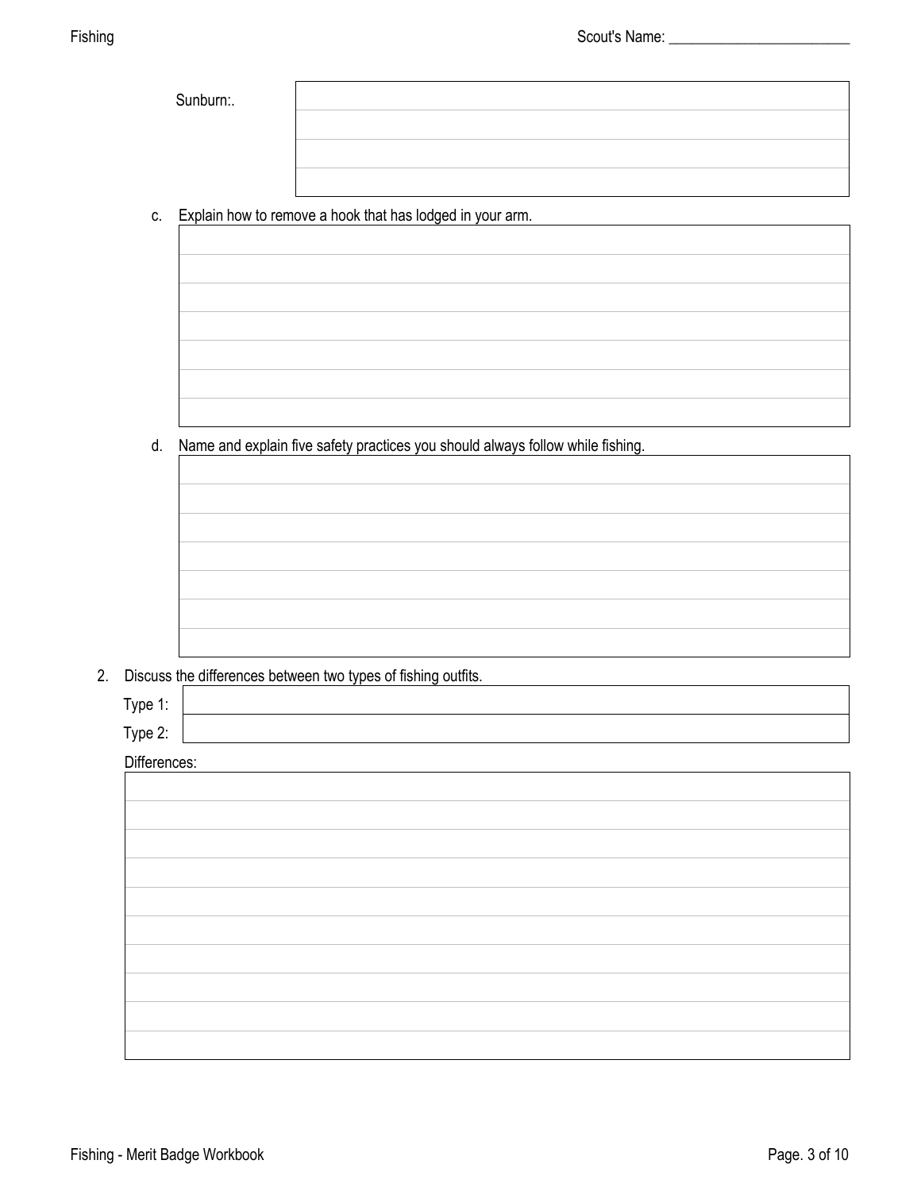Sunburn:.

c. Explain how to remove a hook that has lodged in your arm.

d. Name and explain five safety practices you should always follow while fishing.

2. Discuss the differences between two types of fishing outfits.

Type 1:

Type 2:

Differences: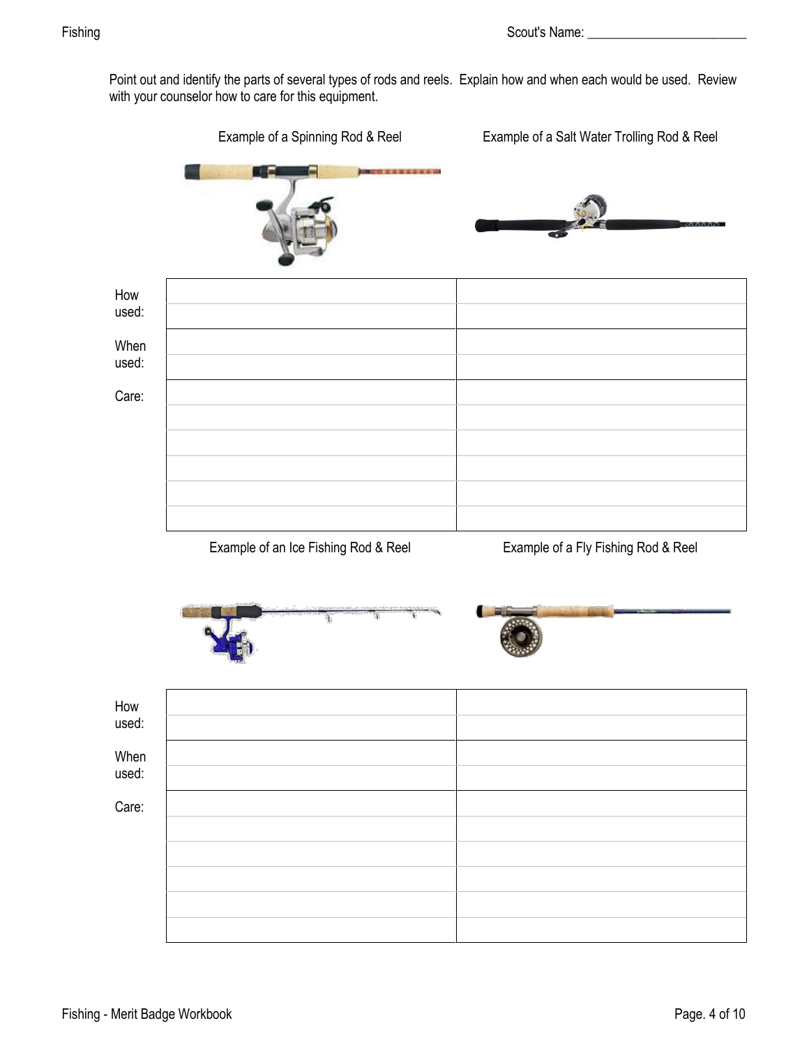Scout's Name: ________________________

Point out and identify the parts of several types of rods and reels. Explain how and when each would be used. Review with your counselor how to care for this equipment.

| | Example of a Spinning Rod & Reel | Example of a Salt Water Trolling Rod & Reel |
|---|---|---|
| How used: | | |
| | | |
| When used: | | |
| | | |
| Care: | | |
| | | |
| | | |
| | | |
| | | |
| | | |

| | Example of an Ice Fishing Rod & Reel | Example of a Fly Fishing Rod & Reel |
|---|---|---|
| How used: | | |
| | | |
| When used: | | |
| | | |
| Care: | | |
| | | |
| | | |
| | | |
| | | |
| | | |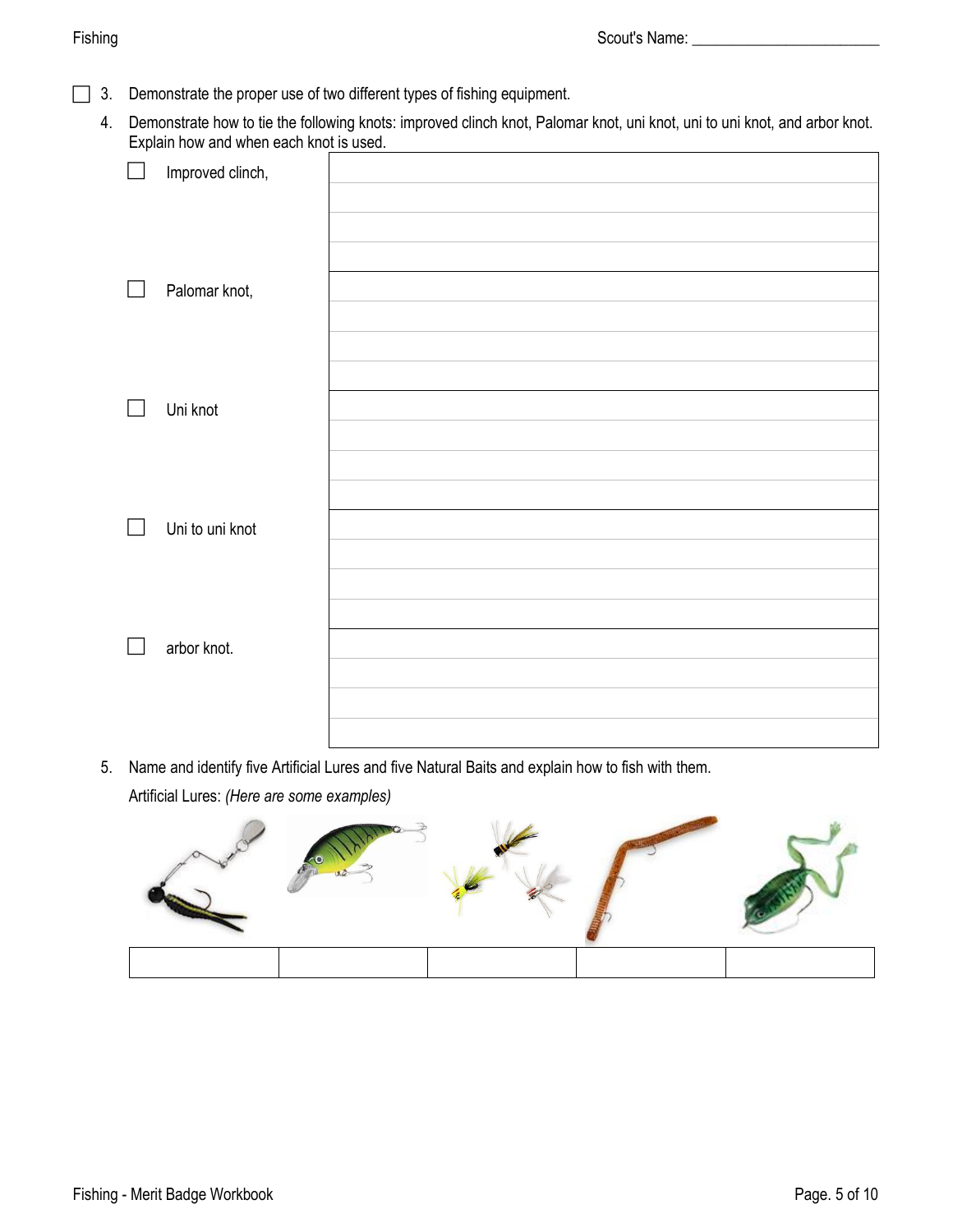☐ 3. Demonstrate the proper use of two different types of fishing equipment.

4. Demonstrate how to tie the following knots: improved clinch knot, Palomar knot, uni knot, uni to uni knot, and arbor knot. Explain how and when each knot is used.

| | |
|---|---|
| ☐ Improved clinch, | |
| ☐ Palomar knot, | |
| ☐ Uni knot | |
| ☐ Uni to uni knot | |
| ☐ arbor knot. | |

5. Name and identify five Artificial Lures and five Natural Baits and explain how to fish with them.

Artificial Lures: *(Here are some examples)*

| | | | | |
|---|---|---|---|---|
| | | | | |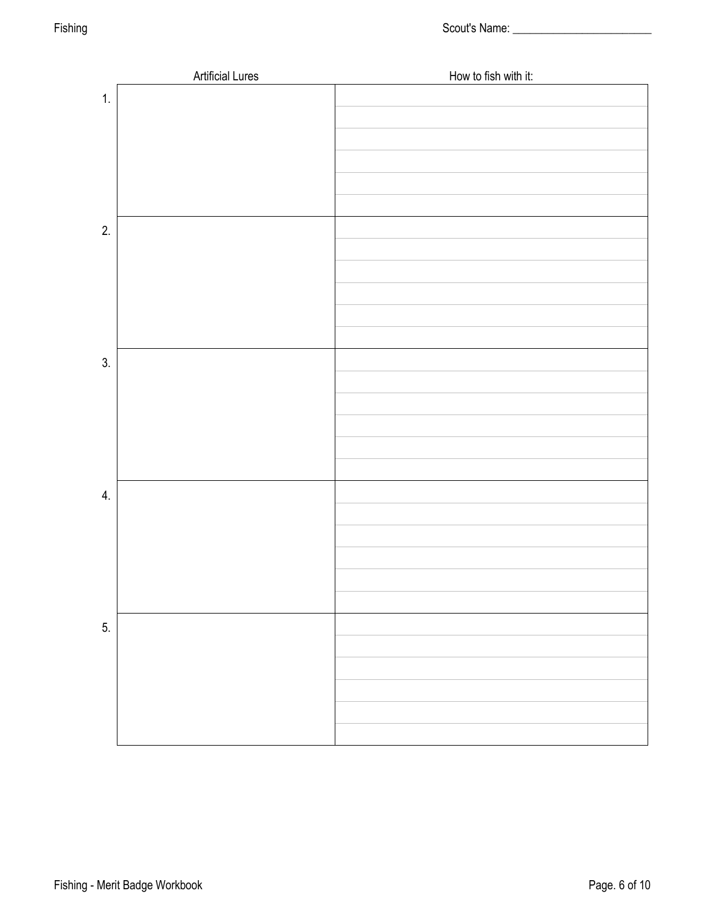Scout's Name: ________________________

| | Artificial Lures | How to fish with it: |
|---|---|---|
| 1. | | |
| 2. | | |
| 3. | | |
| 4. | | |
| 5. | | |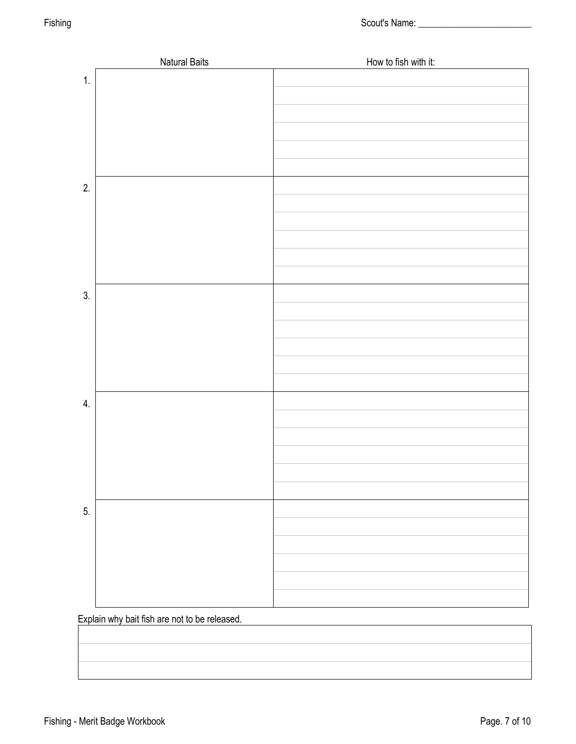Scout's Name: ________________________

| | Natural Baits | How to fish with it: |
|---|---|---|
| 1. | | |
| 2. | | |
| 3. | | |
| 4. | | |
| 5. | | |

Explain why bait fish are not to be released.

| |
|---|
| |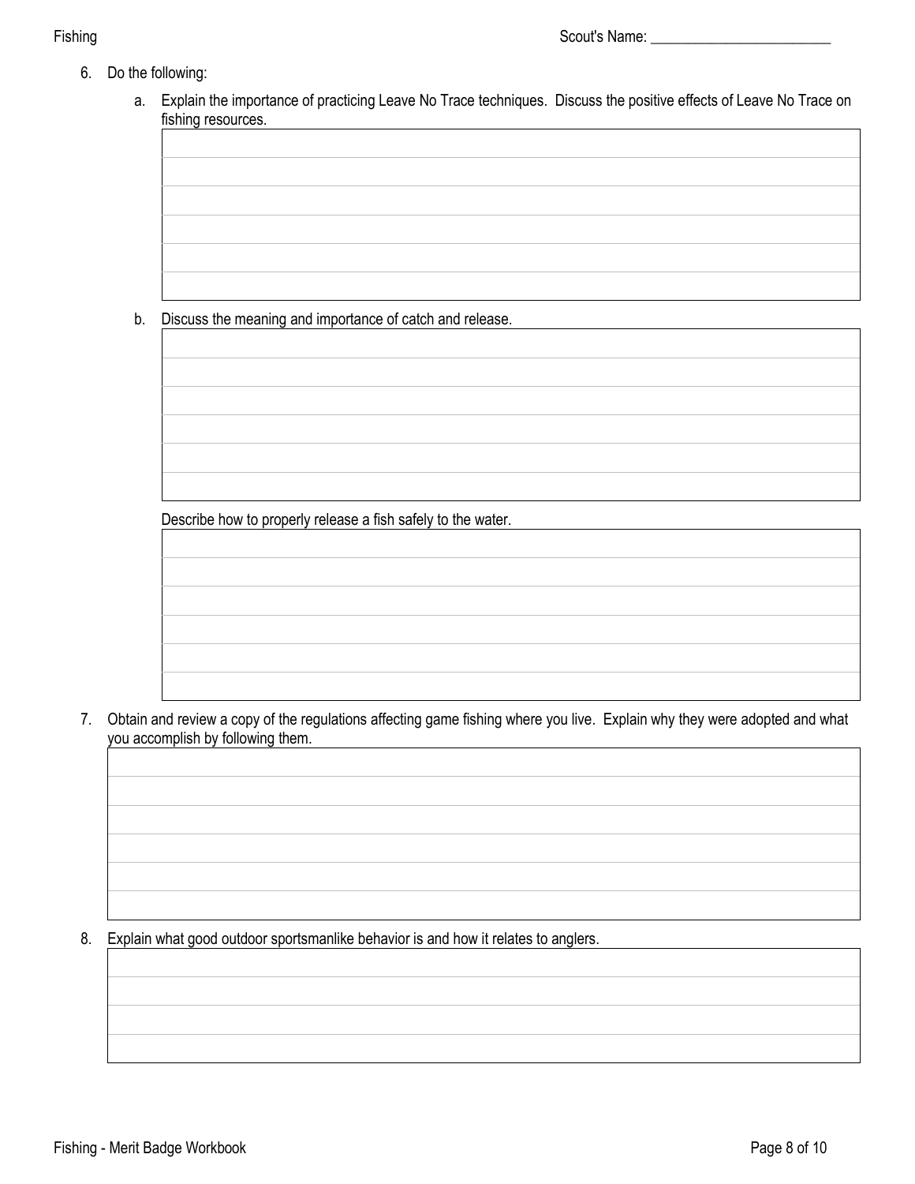6. Do the following:

   a. Explain the importance of practicing Leave No Trace techniques. Discuss the positive effects of Leave No Trace on fishing resources.

   b. Discuss the meaning and importance of catch and release.

   Describe how to properly release a fish safely to the water.

7. Obtain and review a copy of the regulations affecting game fishing where you live. Explain why they were adopted and what you accomplish by following them.

8. Explain what good outdoor sportsmanlike behavior is and how it relates to anglers.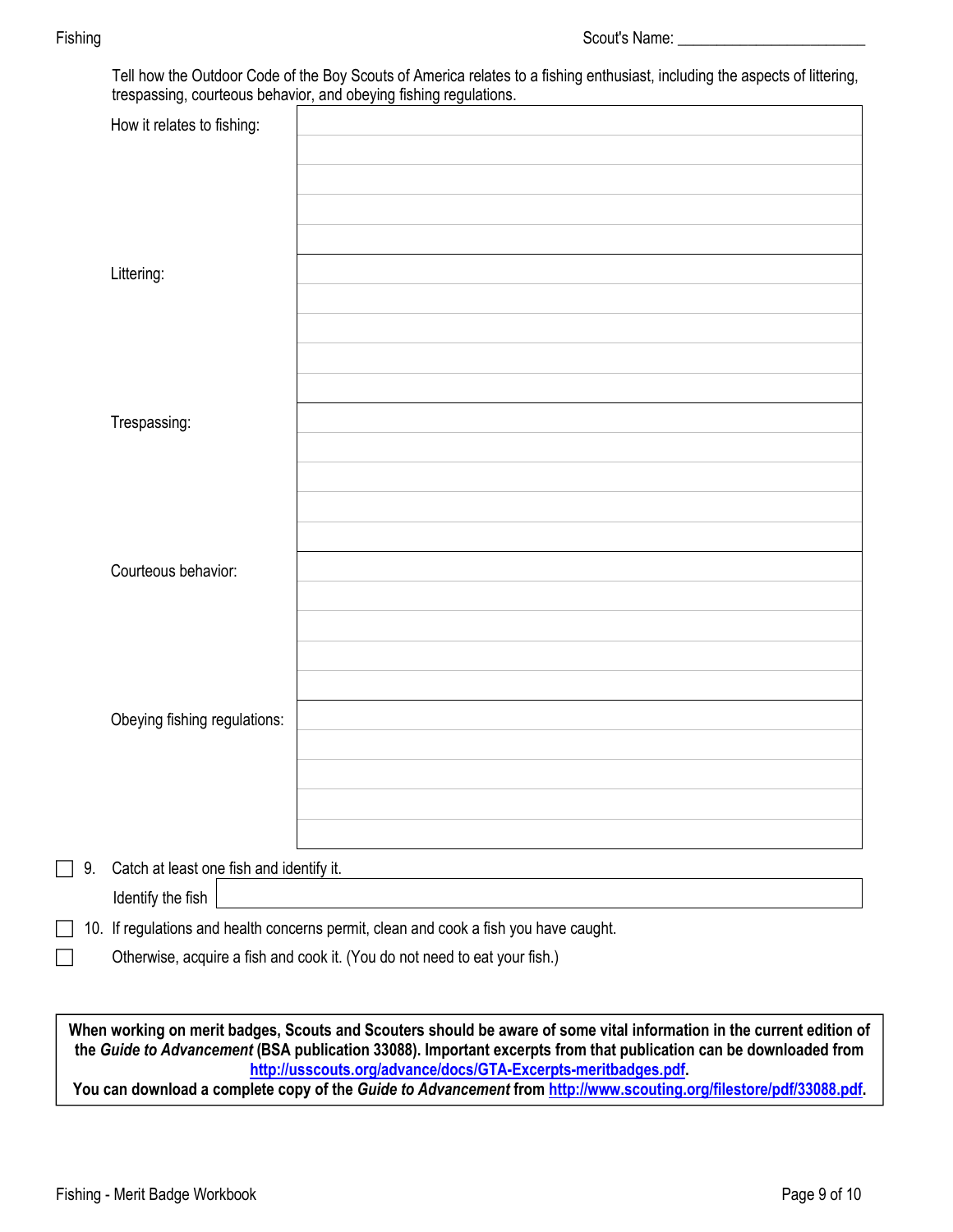Scout's Name: ________________________

Tell how the Outdoor Code of the Boy Scouts of America relates to a fishing enthusiast, including the aspects of littering, trespassing, courteous behavior, and obeying fishing regulations.

| | |
|---|---|
| How it relates to fishing: | |
| Littering: | |
| Trespassing: | |
| Courteous behavior: | |
| Obeying fishing regulations: | |

☐ 9. Catch at least one fish and identify it.

Identify the fish ____________________

☐ 10. If regulations and health concerns permit, clean and cook a fish you have caught.

☐ Otherwise, acquire a fish and cook it. (You do not need to eat your fish.)

**When working on merit badges, Scouts and Scouters should be aware of some vital information in the current edition of the *Guide to Advancement* (BSA publication 33088). Important excerpts from that publication can be downloaded from [http://usscouts.org/advance/docs/GTA-Excerpts-meritbadges.pdf](http://usscouts.org/advance/docs/GTA-Excerpts-meritbadges.pdf).**
**You can download a complete copy of the *Guide to Advancement* from [http://www.scouting.org/filestore/pdf/33088.pdf](http://www.scouting.org/filestore/pdf/33088.pdf).**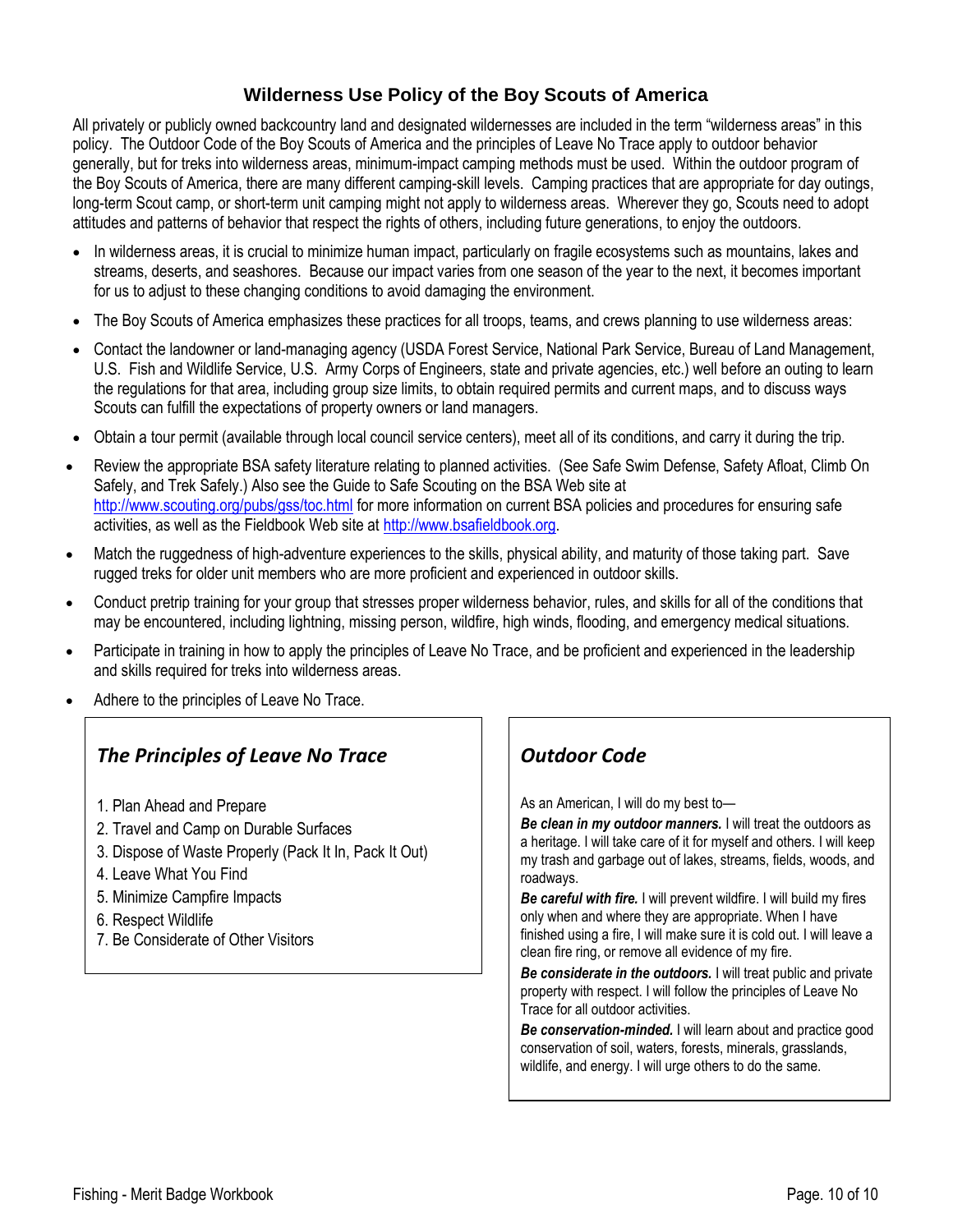# Wilderness Use Policy of the Boy Scouts of America

All privately or publicly owned backcountry land and designated wildernesses are included in the term "wilderness areas" in this policy. The Outdoor Code of the Boy Scouts of America and the principles of Leave No Trace apply to outdoor behavior generally, but for treks into wilderness areas, minimum-impact camping methods must be used. Within the outdoor program of the Boy Scouts of America, there are many different camping-skill levels. Camping practices that are appropriate for day outings, long-term Scout camp, or short-term unit camping might not apply to wilderness areas. Wherever they go, Scouts need to adopt attitudes and patterns of behavior that respect the rights of others, including future generations, to enjoy the outdoors.

- In wilderness areas, it is crucial to minimize human impact, particularly on fragile ecosystems such as mountains, lakes and streams, deserts, and seashores. Because our impact varies from one season of the year to the next, it becomes important for us to adjust to these changing conditions to avoid damaging the environment.
- The Boy Scouts of America emphasizes these practices for all troops, teams, and crews planning to use wilderness areas:
- Contact the landowner or land-managing agency (USDA Forest Service, National Park Service, Bureau of Land Management, U.S. Fish and Wildlife Service, U.S. Army Corps of Engineers, state and private agencies, etc.) well before an outing to learn the regulations for that area, including group size limits, to obtain required permits and current maps, and to discuss ways Scouts can fulfill the expectations of property owners or land managers.
- Obtain a tour permit (available through local council service centers), meet all of its conditions, and carry it during the trip.
- Review the appropriate BSA safety literature relating to planned activities. (See Safe Swim Defense, Safety Afloat, Climb On Safely, and Trek Safely.) Also see the Guide to Safe Scouting on the BSA Web site at http://www.scouting.org/pubs/gss/toc.html for more information on current BSA policies and procedures for ensuring safe activities, as well as the Fieldbook Web site at http://www.bsafieldbook.org.
- Match the ruggedness of high-adventure experiences to the skills, physical ability, and maturity of those taking part. Save rugged treks for older unit members who are more proficient and experienced in outdoor skills.
- Conduct pretrip training for your group that stresses proper wilderness behavior, rules, and skills for all of the conditions that may be encountered, including lightning, missing person, wildfire, high winds, flooding, and emergency medical situations.
- Participate in training in how to apply the principles of Leave No Trace, and be proficient and experienced in the leadership and skills required for treks into wilderness areas.
- Adhere to the principles of Leave No Trace.

## *The Principles of Leave No Trace*

1. Plan Ahead and Prepare
2. Travel and Camp on Durable Surfaces
3. Dispose of Waste Properly (Pack It In, Pack It Out)
4. Leave What You Find
5. Minimize Campfire Impacts
6. Respect Wildlife
7. Be Considerate of Other Visitors

## *Outdoor Code*

As an American, I will do my best to—

***Be clean in my outdoor manners.*** I will treat the outdoors as a heritage. I will take care of it for myself and others. I will keep my trash and garbage out of lakes, streams, fields, woods, and roadways.

***Be careful with fire.*** I will prevent wildfire. I will build my fires only when and where they are appropriate. When I have finished using a fire, I will make sure it is cold out. I will leave a clean fire ring, or remove all evidence of my fire.

***Be considerate in the outdoors.*** I will treat public and private property with respect. I will follow the principles of Leave No Trace for all outdoor activities.

***Be conservation-minded.*** I will learn about and practice good conservation of soil, waters, forests, minerals, grasslands, wildlife, and energy. I will urge others to do the same.